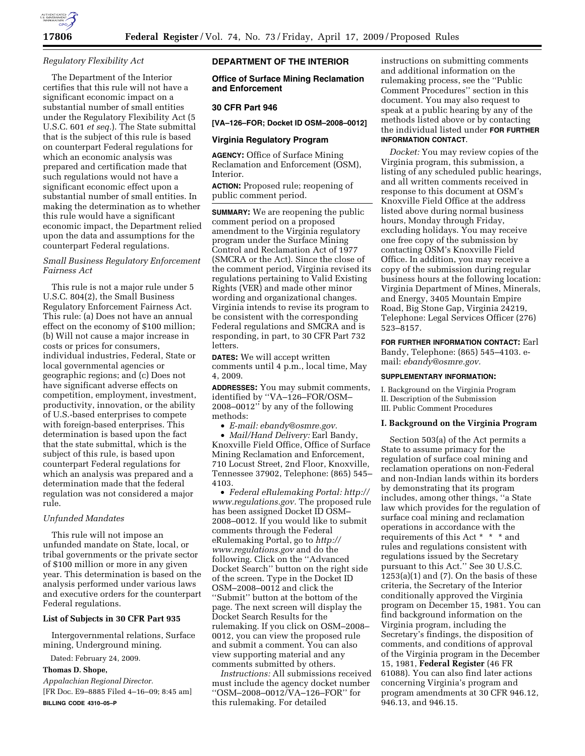*Regulatory Flexibility Act*

The Department of the Interior certifies that this rule will not have a significant economic impact on a substantial number of small entities under the Regulatory Flexibility Act (5 U.S.C. 601 *et seq.*). The State submittal that is the subject of this rule is based on counterpart Federal regulations for which an economic analysis was prepared and certification made that such regulations would not have a significant economic effect upon a substantial number of small entities. In making the determination as to whether this rule would have a significant economic impact, the Department relied upon the data and assumptions for the counterpart Federal regulations.

*Small Business Regulatory Enforcement Fairness Act*

This rule is not a major rule under 5 U.S.C. 804(2), the Small Business Regulatory Enforcement Fairness Act. This rule: (a) Does not have an annual effect on the economy of $100 million; (b) Will not cause a major increase in costs or prices for consumers, individual industries, Federal, State or local governmental agencies or geographic regions; and (c) Does not have significant adverse effects on competition, employment, investment, productivity, innovation, or the ability of U.S.-based enterprises to compete with foreign-based enterprises. This determination is based upon the fact that the state submittal, which is the subject of this rule, is based upon counterpart Federal regulations for which an analysis was prepared and a determination made that the federal regulation was not considered a major rule.

*Unfunded Mandates*

This rule will not impose an unfunded mandate on State, local, or tribal governments or the private sector of $100 million or more in any given year. This determination is based on the analysis performed under various laws and executive orders for the counterpart Federal regulations.

**List of Subjects in 30 CFR Part 935**

Intergovernmental relations, Surface mining, Underground mining.

Dated: February 24, 2009.

**Thomas D. Shope,**

*Appalachian Regional Director.*

[FR Doc. E9–8885 Filed 4–16–09; 8:45 am]

**BILLING CODE 4310–05–P**

**DEPARTMENT OF THE INTERIOR**

**Office of Surface Mining Reclamation and Enforcement**

**30 CFR Part 946**

**[VA–126–FOR; Docket ID OSM–2008–0012]**

**Virginia Regulatory Program**

**AGENCY:** Office of Surface Mining Reclamation and Enforcement (OSM), Interior.

**ACTION:** Proposed rule; reopening of public comment period.

**SUMMARY:** We are reopening the public comment period on a proposed amendment to the Virginia regulatory program under the Surface Mining Control and Reclamation Act of 1977 (SMCRA or the Act). Since the close of the comment period, Virginia revised its regulations pertaining to Valid Existing Rights (VER) and made other minor wording and organizational changes. Virginia intends to revise its program to be consistent with the corresponding Federal regulations and SMCRA and is responding, in part, to 30 CFR Part 732 letters.

**DATES:** We will accept written comments until 4 p.m., local time, May 4, 2009.

**ADDRESSES:** You may submit comments, identified by ''VA–126–FOR/OSM–2008–0012'' by any of the following methods:

- *E-mail: ebandy@osmre.gov.*
- *Mail/Hand Delivery:* Earl Bandy, Knoxville Field Office, Office of Surface Mining Reclamation and Enforcement, 710 Locust Street, 2nd Floor, Knoxville, Tennessee 37902, Telephone: (865) 545–4103.
- *Federal eRulemaking Portal: http://www.regulations.gov.* The proposed rule has been assigned Docket ID OSM–2008–0012. If you would like to submit comments through the Federal eRulemaking Portal, go to *http://www.regulations.gov* and do the following. Click on the ''Advanced Docket Search'' button on the right side of the screen. Type in the Docket ID OSM–2008–0012 and click the ''Submit'' button at the bottom of the page. The next screen will display the Docket Search Results for the rulemaking. If you click on OSM–2008–0012, you can view the proposed rule and submit a comment. You can also view supporting material and any comments submitted by others.

*Instructions:* All submissions received must include the agency docket number ''OSM–2008–0012/VA–126–FOR'' for this rulemaking. For detailed instructions on submitting comments and additional information on the rulemaking process, see the ''Public Comment Procedures'' section in this document. You may also request to speak at a public hearing by any of the methods listed above or by contacting the individual listed under **FOR FURTHER INFORMATION CONTACT**.

*Docket:* You may review copies of the Virginia program, this submission, a listing of any scheduled public hearings, and all written comments received in response to this document at OSM's Knoxville Field Office at the address listed above during normal business hours, Monday through Friday, excluding holidays. You may receive one free copy of the submission by contacting OSM's Knoxville Field Office. In addition, you may receive a copy of the submission during regular business hours at the following location: Virginia Department of Mines, Minerals, and Energy, 3405 Mountain Empire Road, Big Stone Gap, Virginia 24219, Telephone: Legal Services Officer (276) 523–8157.

**FOR FURTHER INFORMATION CONTACT:** Earl Bandy, Telephone: (865) 545–4103. e-mail: *ebandy@osmre.gov.*

**SUPPLEMENTARY INFORMATION:**

I. Background on the Virginia Program
II. Description of the Submission
III. Public Comment Procedures

**I. Background on the Virginia Program**

Section 503(a) of the Act permits a State to assume primacy for the regulation of surface coal mining and reclamation operations on non-Federal and non-Indian lands within its borders by demonstrating that its program includes, among other things, ''a State law which provides for the regulation of surface coal mining and reclamation operations in accordance with the requirements of this Act * * * and rules and regulations consistent with regulations issued by the Secretary pursuant to this Act.'' See 30 U.S.C. 1253(a)(1) and (7). On the basis of these criteria, the Secretary of the Interior conditionally approved the Virginia program on December 15, 1981. You can find background information on the Virginia program, including the Secretary's findings, the disposition of comments, and conditions of approval of the Virginia program in the December 15, 1981, **Federal Register** (46 FR 61088). You can also find later actions concerning Virginia's program and program amendments at 30 CFR 946.12, 946.13, and 946.15.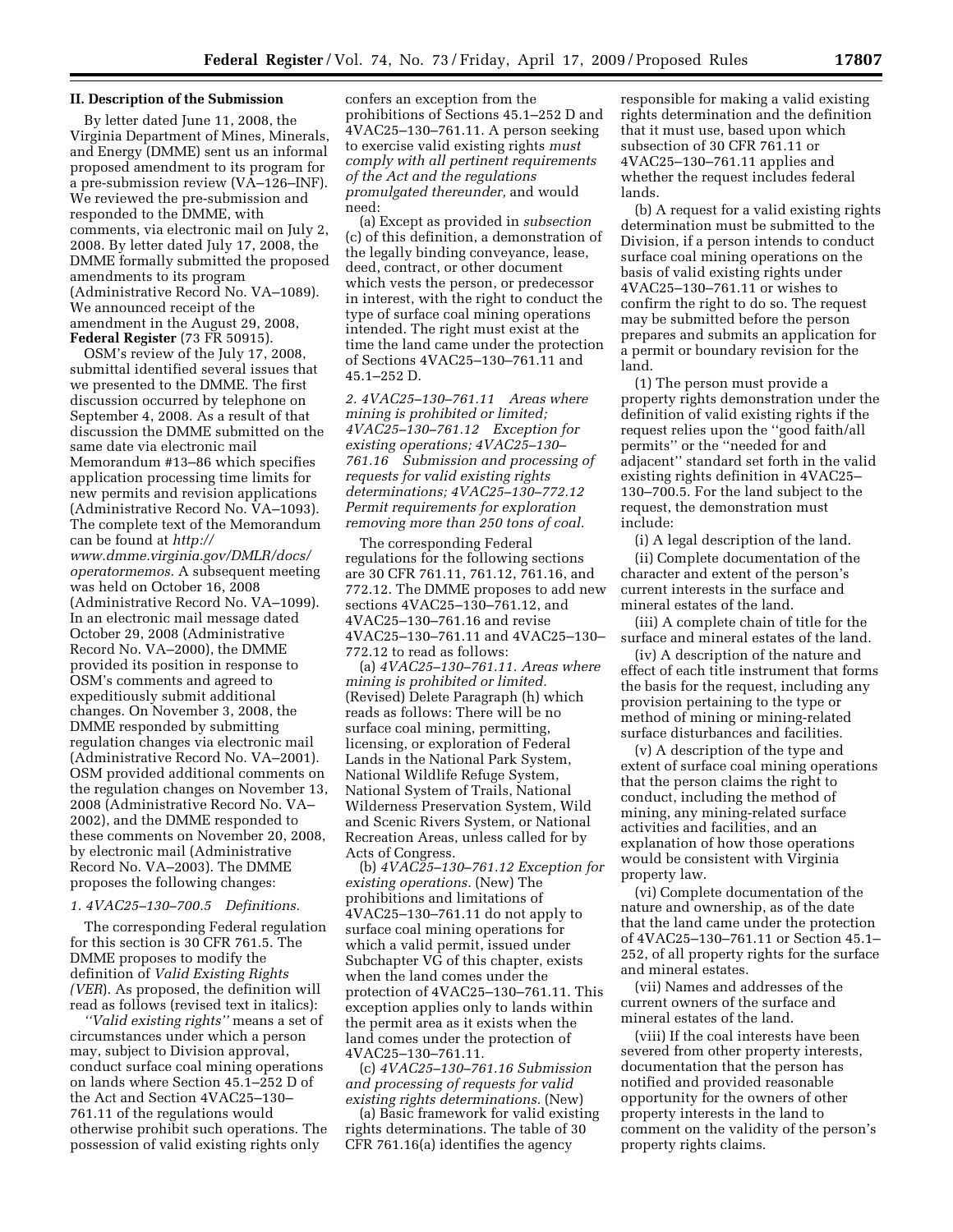## II. Description of the Submission

By letter dated June 11, 2008, the Virginia Department of Mines, Minerals, and Energy (DMME) sent us an informal proposed amendment to its program for a pre-submission review (VA–126–INF). We reviewed the pre-submission and responded to the DMME, with comments, via electronic mail on July 2, 2008. By letter dated July 17, 2008, the DMME formally submitted the proposed amendments to its program (Administrative Record No. VA–1089). We announced receipt of the amendment in the August 29, 2008, **Federal Register** (73 FR 50915).

OSM's review of the July 17, 2008, submittal identified several issues that we presented to the DMME. The first discussion occurred by telephone on September 4, 2008. As a result of that discussion the DMME submitted on the same date via electronic mail Memorandum #13–86 which specifies application processing time limits for new permits and revision applications (Administrative Record No. VA–1093). The complete text of the Memorandum can be found at *http://www.dmme.virginia.gov/DMLR/docs/operatormemos.* A subsequent meeting was held on October 16, 2008 (Administrative Record No. VA–1099). In an electronic mail message dated October 29, 2008 (Administrative Record No. VA–2000), the DMME provided its position in response to OSM's comments and agreed to expeditiously submit additional changes. On November 3, 2008, the DMME responded by submitting regulation changes via electronic mail (Administrative Record No. VA–2001). OSM provided additional comments on the regulation changes on November 13, 2008 (Administrative Record No. VA–2002), and the DMME responded to these comments on November 20, 2008, by electronic mail (Administrative Record No. VA–2003). The DMME proposes the following changes:

### *1. 4VAC25–130–700.5 Definitions.*

The corresponding Federal regulation for this section is 30 CFR 761.5. The DMME proposes to modify the definition of *Valid Existing Rights (VER*). As proposed, the definition will read as follows (revised text in italics):

*''Valid existing rights''* means a set of circumstances under which a person may, subject to Division approval, conduct surface coal mining operations on lands where Section 45.1–252 D of the Act and Section 4VAC25–130–761.11 of the regulations would otherwise prohibit such operations. The possession of valid existing rights only confers an exception from the prohibitions of Sections 45.1–252 D and 4VAC25–130–761.11. A person seeking to exercise valid existing rights *must comply with all pertinent requirements of the Act and the regulations promulgated thereunder,* and would need:

(a) Except as provided in *subsection* (c) of this definition, a demonstration of the legally binding conveyance, lease, deed, contract, or other document which vests the person, or predecessor in interest, with the right to conduct the type of surface coal mining operations intended. The right must exist at the time the land came under the protection of Sections 4VAC25–130–761.11 and 45.1–252 D.

### *2. 4VAC25–130–761.11 Areas where mining is prohibited or limited; 4VAC25–130–761.12 Exception for existing operations; 4VAC25–130–761.16 Submission and processing of requests for valid existing rights determinations; 4VAC25–130–772.12 Permit requirements for exploration removing more than 250 tons of coal.*

The corresponding Federal regulations for the following sections are 30 CFR 761.11, 761.12, 761.16, and 772.12. The DMME proposes to add new sections 4VAC25–130–761.12, and 4VAC25–130–761.16 and revise 4VAC25–130–761.11 and 4VAC25–130–772.12 to read as follows:

(a) *4VAC25–130–761.11. Areas where mining is prohibited or limited.* (Revised) Delete Paragraph (h) which reads as follows: There will be no surface coal mining, permitting, licensing, or exploration of Federal Lands in the National Park System, National Wildlife Refuge System, National System of Trails, National Wilderness Preservation System, Wild and Scenic Rivers System, or National Recreation Areas, unless called for by Acts of Congress.

(b) *4VAC25–130–761.12 Exception for existing operations.* (New) The prohibitions and limitations of 4VAC25–130–761.11 do not apply to surface coal mining operations for which a valid permit, issued under Subchapter VG of this chapter, exists when the land comes under the protection of 4VAC25–130–761.11. This exception applies only to lands within the permit area as it exists when the land comes under the protection of 4VAC25–130–761.11.

(c) *4VAC25–130–761.16 Submission and processing of requests for valid existing rights determinations.* (New)

(a) Basic framework for valid existing rights determinations. The table of 30 CFR 761.16(a) identifies the agency responsible for making a valid existing rights determination and the definition that it must use, based upon which subsection of 30 CFR 761.11 or 4VAC25–130–761.11 applies and whether the request includes federal lands.

(b) A request for a valid existing rights determination must be submitted to the Division, if a person intends to conduct surface coal mining operations on the basis of valid existing rights under 4VAC25–130–761.11 or wishes to confirm the right to do so. The request may be submitted before the person prepares and submits an application for a permit or boundary revision for the land.

(1) The person must provide a property rights demonstration under the definition of valid existing rights if the request relies upon the ''good faith/all permits'' or the ''needed for and adjacent'' standard set forth in the valid existing rights definition in 4VAC25–130–700.5. For the land subject to the request, the demonstration must include:

(i) A legal description of the land.

(ii) Complete documentation of the character and extent of the person's current interests in the surface and mineral estates of the land.

(iii) A complete chain of title for the surface and mineral estates of the land.

(iv) A description of the nature and effect of each title instrument that forms the basis for the request, including any provision pertaining to the type or method of mining or mining-related surface disturbances and facilities.

(v) A description of the type and extent of surface coal mining operations that the person claims the right to conduct, including the method of mining, any mining-related surface activities and facilities, and an explanation of how those operations would be consistent with Virginia property law.

(vi) Complete documentation of the nature and ownership, as of the date that the land came under the protection of 4VAC25–130–761.11 or Section 45.1–252, of all property rights for the surface and mineral estates.

(vii) Names and addresses of the current owners of the surface and mineral estates of the land.

(viii) If the coal interests have been severed from other property interests, documentation that the person has notified and provided reasonable opportunity for the owners of other property interests in the land to comment on the validity of the person's property rights claims.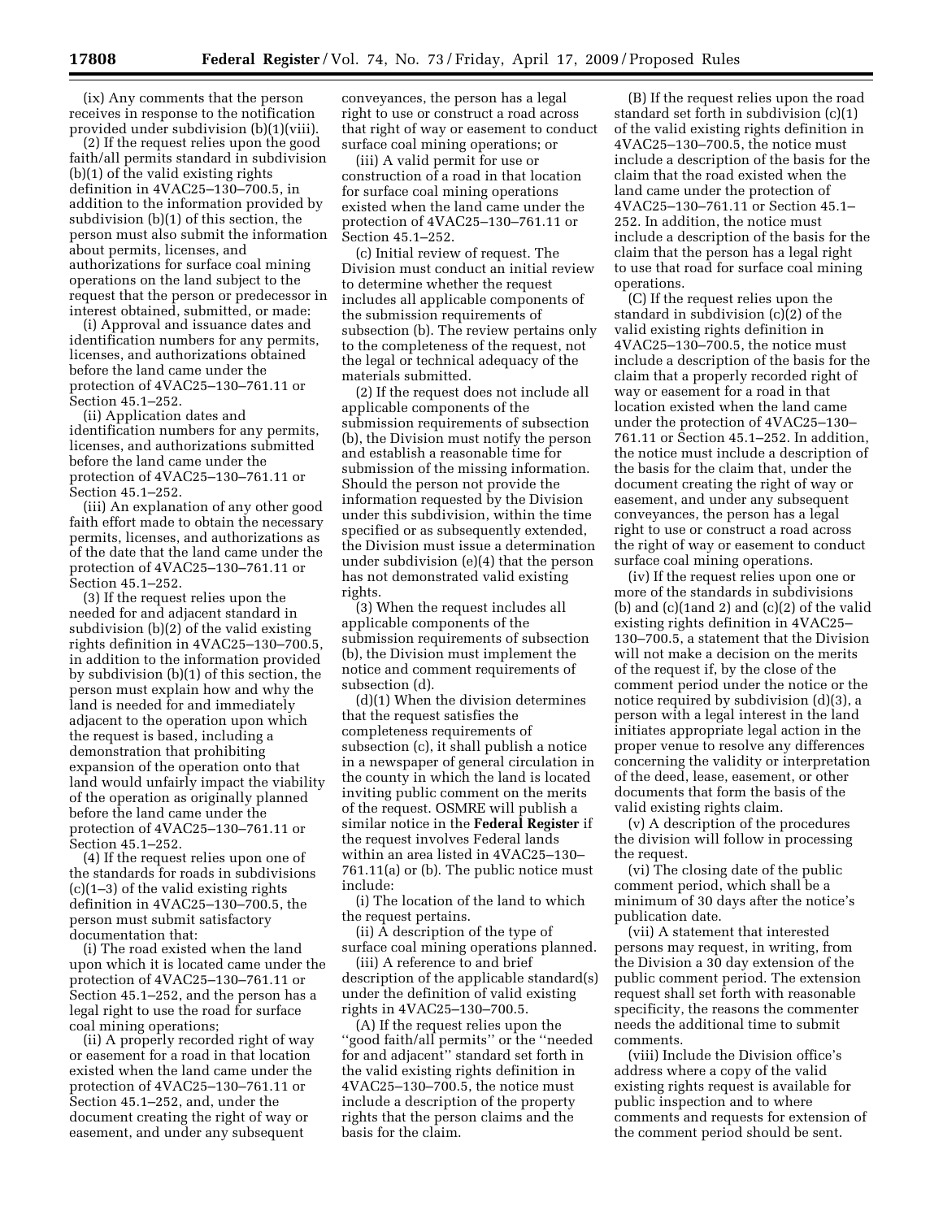(ix) Any comments that the person receives in response to the notification provided under subdivision (b)(1)(viii).

(2) If the request relies upon the good faith/all permits standard in subdivision (b)(1) of the valid existing rights definition in 4VAC25–130–700.5, in addition to the information provided by subdivision (b)(1) of this section, the person must also submit the information about permits, licenses, and authorizations for surface coal mining operations on the land subject to the request that the person or predecessor in interest obtained, submitted, or made:

(i) Approval and issuance dates and identification numbers for any permits, licenses, and authorizations obtained before the land came under the protection of 4VAC25–130–761.11 or Section 45.1–252.

(ii) Application dates and identification numbers for any permits, licenses, and authorizations submitted before the land came under the protection of 4VAC25–130–761.11 or Section 45.1–252.

(iii) An explanation of any other good faith effort made to obtain the necessary permits, licenses, and authorizations as of the date that the land came under the protection of 4VAC25–130–761.11 or Section 45.1–252.

(3) If the request relies upon the needed for and adjacent standard in subdivision (b)(2) of the valid existing rights definition in 4VAC25–130–700.5, in addition to the information provided by subdivision (b)(1) of this section, the person must explain how and why the land is needed for and immediately adjacent to the operation upon which the request is based, including a demonstration that prohibiting expansion of the operation onto that land would unfairly impact the viability of the operation as originally planned before the land came under the protection of 4VAC25–130–761.11 or Section 45.1–252.

(4) If the request relies upon one of the standards for roads in subdivisions (c)(1–3) of the valid existing rights definition in 4VAC25–130–700.5, the person must submit satisfactory documentation that:

(i) The road existed when the land upon which it is located came under the protection of 4VAC25–130–761.11 or Section 45.1–252, and the person has a legal right to use the road for surface coal mining operations;

(ii) A properly recorded right of way or easement for a road in that location existed when the land came under the protection of 4VAC25–130–761.11 or Section 45.1–252, and, under the document creating the right of way or easement, and under any subsequent conveyances, the person has a legal right to use or construct a road across that right of way or easement to conduct surface coal mining operations; or

(iii) A valid permit for use or construction of a road in that location for surface coal mining operations existed when the land came under the protection of 4VAC25–130–761.11 or Section 45.1–252.

(c) Initial review of request. The Division must conduct an initial review to determine whether the request includes all applicable components of the submission requirements of subsection (b). The review pertains only to the completeness of the request, not the legal or technical adequacy of the materials submitted.

(2) If the request does not include all applicable components of the submission requirements of subsection (b), the Division must notify the person and establish a reasonable time for submission of the missing information. Should the person not provide the information requested by the Division under this subdivision, within the time specified or as subsequently extended, the Division must issue a determination under subdivision (e)(4) that the person has not demonstrated valid existing rights.

(3) When the request includes all applicable components of the submission requirements of subsection (b), the Division must implement the notice and comment requirements of subsection (d).

(d)(1) When the division determines that the request satisfies the completeness requirements of subsection (c), it shall publish a notice in a newspaper of general circulation in the county in which the land is located inviting public comment on the merits of the request. OSMRE will publish a similar notice in the **Federal Register** if the request involves Federal lands within an area listed in 4VAC25–130–761.11(a) or (b). The public notice must include:

(i) The location of the land to which the request pertains.

(ii) A description of the type of surface coal mining operations planned.

(iii) A reference to and brief description of the applicable standard(s) under the definition of valid existing rights in 4VAC25–130–700.5.

(A) If the request relies upon the ''good faith/all permits'' or the ''needed for and adjacent'' standard set forth in the valid existing rights definition in 4VAC25–130–700.5, the notice must include a description of the property rights that the person claims and the basis for the claim.

(B) If the request relies upon the road standard set forth in subdivision (c)(1) of the valid existing rights definition in 4VAC25–130–700.5, the notice must include a description of the basis for the claim that the road existed when the land came under the protection of 4VAC25–130–761.11 or Section 45.1–252. In addition, the notice must include a description of the basis for the claim that the person has a legal right to use that road for surface coal mining operations.

(C) If the request relies upon the standard in subdivision (c)(2) of the valid existing rights definition in 4VAC25–130–700.5, the notice must include a description of the basis for the claim that a properly recorded right of way or easement for a road in that location existed when the land came under the protection of 4VAC25–130–761.11 or Section 45.1–252. In addition, the notice must include a description of the basis for the claim that, under the document creating the right of way or easement, and under any subsequent conveyances, the person has a legal right to use or construct a road across the right of way or easement to conduct surface coal mining operations.

(iv) If the request relies upon one or more of the standards in subdivisions (b) and (c)(1and 2) and (c)(2) of the valid existing rights definition in 4VAC25–130–700.5, a statement that the Division will not make a decision on the merits of the request if, by the close of the comment period under the notice or the notice required by subdivision (d)(3), a person with a legal interest in the land initiates appropriate legal action in the proper venue to resolve any differences concerning the validity or interpretation of the deed, lease, easement, or other documents that form the basis of the valid existing rights claim.

(v) A description of the procedures the division will follow in processing the request.

(vi) The closing date of the public comment period, which shall be a minimum of 30 days after the notice's publication date.

(vii) A statement that interested persons may request, in writing, from the Division a 30 day extension of the public comment period. The extension request shall set forth with reasonable specificity, the reasons the commenter needs the additional time to submit comments.

(viii) Include the Division office's address where a copy of the valid existing rights request is available for public inspection and to where comments and requests for extension of the comment period should be sent.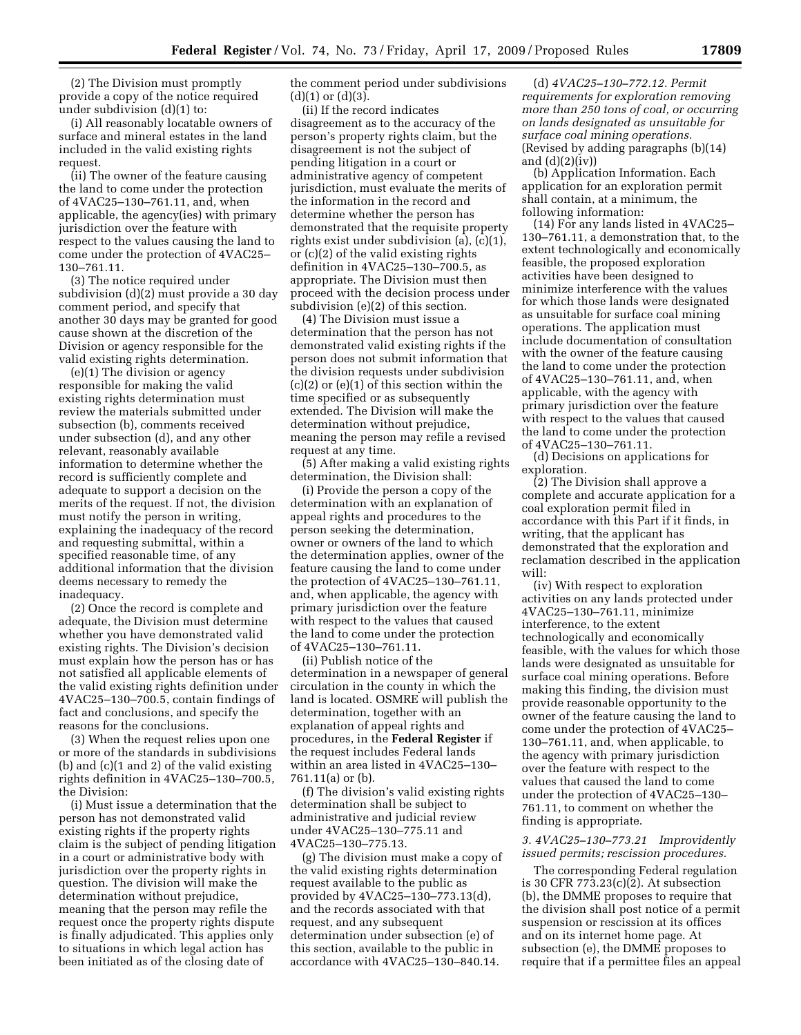(2) The Division must promptly provide a copy of the notice required under subdivision (d)(1) to:

(i) All reasonably locatable owners of surface and mineral estates in the land included in the valid existing rights request.

(ii) The owner of the feature causing the land to come under the protection of 4VAC25–130–761.11, and, when applicable, the agency(ies) with primary jurisdiction over the feature with respect to the values causing the land to come under the protection of 4VAC25–130–761.11.

(3) The notice required under subdivision (d)(2) must provide a 30 day comment period, and specify that another 30 days may be granted for good cause shown at the discretion of the Division or agency responsible for the valid existing rights determination.

(e)(1) The division or agency responsible for making the valid existing rights determination must review the materials submitted under subsection (b), comments received under subsection (d), and any other relevant, reasonably available information to determine whether the record is sufficiently complete and adequate to support a decision on the merits of the request. If not, the division must notify the person in writing, explaining the inadequacy of the record and requesting submittal, within a specified reasonable time, of any additional information that the division deems necessary to remedy the inadequacy.

(2) Once the record is complete and adequate, the Division must determine whether you have demonstrated valid existing rights. The Division's decision must explain how the person has or has not satisfied all applicable elements of the valid existing rights definition under 4VAC25–130–700.5, contain findings of fact and conclusions, and specify the reasons for the conclusions.

(3) When the request relies upon one or more of the standards in subdivisions (b) and (c)(1 and 2) of the valid existing rights definition in 4VAC25–130–700.5, the Division:

(i) Must issue a determination that the person has not demonstrated valid existing rights if the property rights claim is the subject of pending litigation in a court or administrative body with jurisdiction over the property rights in question. The division will make the determination without prejudice, meaning that the person may refile the request once the property rights dispute is finally adjudicated. This applies only to situations in which legal action has been initiated as of the closing date of the comment period under subdivisions (d)(1) or (d)(3).

(ii) If the record indicates disagreement as to the accuracy of the person's property rights claim, but the disagreement is not the subject of pending litigation in a court or administrative agency of competent jurisdiction, must evaluate the merits of the information in the record and determine whether the person has demonstrated that the requisite property rights exist under subdivision (a), (c)(1), or (c)(2) of the valid existing rights definition in 4VAC25–130–700.5, as appropriate. The Division must then proceed with the decision process under subdivision (e)(2) of this section.

(4) The Division must issue a determination that the person has not demonstrated valid existing rights if the person does not submit information that the division requests under subdivision (c)(2) or (e)(1) of this section within the time specified or as subsequently extended. The Division will make the determination without prejudice, meaning the person may refile a revised request at any time.

(5) After making a valid existing rights determination, the Division shall:

(i) Provide the person a copy of the determination with an explanation of appeal rights and procedures to the person seeking the determination, owner or owners of the land to which the determination applies, owner of the feature causing the land to come under the protection of 4VAC25–130–761.11, and, when applicable, the agency with primary jurisdiction over the feature with respect to the values that caused the land to come under the protection of 4VAC25–130–761.11.

(ii) Publish notice of the determination in a newspaper of general circulation in the county in which the land is located. OSMRE will publish the determination, together with an explanation of appeal rights and procedures, in the **Federal Register** if the request includes Federal lands within an area listed in 4VAC25–130–761.11(a) or (b).

(f) The division's valid existing rights determination shall be subject to administrative and judicial review under 4VAC25–130–775.11 and 4VAC25–130–775.13.

(g) The division must make a copy of the valid existing rights determination request available to the public as provided by 4VAC25–130–773.13(d), and the records associated with that request, and any subsequent determination under subsection (e) of this section, available to the public in accordance with 4VAC25–130–840.14.

(d) *4VAC25–130–772.12. Permit requirements for exploration removing more than 250 tons of coal, or occurring on lands designated as unsuitable for surface coal mining operations.* (Revised by adding paragraphs (b)(14) and (d)(2)(iv))

(b) Application Information. Each application for an exploration permit shall contain, at a minimum, the following information:

(14) For any lands listed in 4VAC25–130–761.11, a demonstration that, to the extent technologically and economically feasible, the proposed exploration activities have been designed to minimize interference with the values for which those lands were designated as unsuitable for surface coal mining operations. The application must include documentation of consultation with the owner of the feature causing the land to come under the protection of 4VAC25–130–761.11, and, when applicable, with the agency with primary jurisdiction over the feature with respect to the values that caused the land to come under the protection of 4VAC25–130–761.11.

(d) Decisions on applications for exploration.

(2) The Division shall approve a complete and accurate application for a coal exploration permit filed in accordance with this Part if it finds, in writing, that the applicant has demonstrated that the exploration and reclamation described in the application will:

(iv) With respect to exploration activities on any lands protected under 4VAC25–130–761.11, minimize interference, to the extent technologically and economically feasible, with the values for which those lands were designated as unsuitable for surface coal mining operations. Before making this finding, the division must provide reasonable opportunity to the owner of the feature causing the land to come under the protection of 4VAC25–130–761.11, and, when applicable, to the agency with primary jurisdiction over the feature with respect to the values that caused the land to come under the protection of 4VAC25–130–761.11, to comment on whether the finding is appropriate.

*3. 4VAC25–130–773.21 Improvidently issued permits; rescission procedures.*

The corresponding Federal regulation is 30 CFR 773.23(c)(2). At subsection (b), the DMME proposes to require that the division shall post notice of a permit suspension or rescission at its offices and on its internet home page. At subsection (e), the DMME proposes to require that if a permittee files an appeal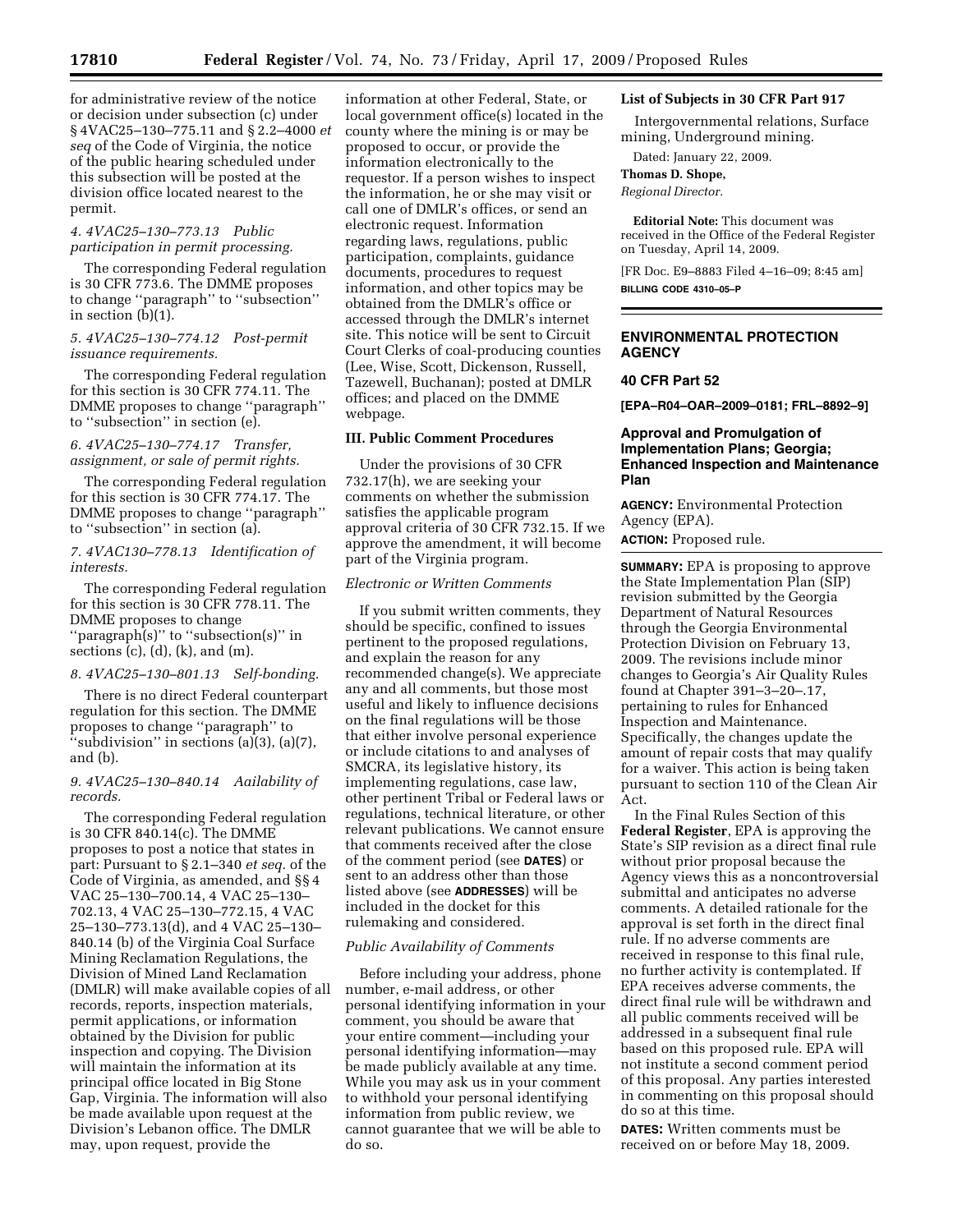for administrative review of the notice or decision under subsection (c) under § 4VAC25–130–775.11 and § 2.2–4000 *et seq* of the Code of Virginia, the notice of the public hearing scheduled under this subsection will be posted at the division office located nearest to the permit.

*4. 4VAC25–130–773.13 Public participation in permit processing.*

The corresponding Federal regulation is 30 CFR 773.6. The DMME proposes to change ''paragraph'' to ''subsection'' in section (b)(1).

*5. 4VAC25–130–774.12 Post-permit issuance requirements.*

The corresponding Federal regulation for this section is 30 CFR 774.11. The DMME proposes to change ''paragraph'' to ''subsection'' in section (e).

*6. 4VAC25–130–774.17 Transfer, assignment, or sale of permit rights.*

The corresponding Federal regulation for this section is 30 CFR 774.17. The DMME proposes to change ''paragraph'' to ''subsection'' in section (a).

*7. 4VAC130–778.13 Identification of interests.*

The corresponding Federal regulation for this section is 30 CFR 778.11. The DMME proposes to change ''paragraph(s)'' to ''subsection(s)'' in sections (c), (d), (k), and (m).

*8. 4VAC25–130–801.13 Self-bonding.*

There is no direct Federal counterpart regulation for this section. The DMME proposes to change ''paragraph'' to ''subdivision'' in sections (a)(3), (a)(7), and (b).

*9. 4VAC25–130–840.14 Aailability of records.*

The corresponding Federal regulation is 30 CFR 840.14(c). The DMME proposes to post a notice that states in part: Pursuant to § 2.1–340 *et seq.* of the Code of Virginia, as amended, and §§ 4 VAC 25–130–700.14, 4 VAC 25–130–702.13, 4 VAC 25–130–772.15, 4 VAC 25–130–773.13(d), and 4 VAC 25–130–840.14 (b) of the Virginia Coal Surface Mining Reclamation Regulations, the Division of Mined Land Reclamation (DMLR) will make available copies of all records, reports, inspection materials, permit applications, or information obtained by the Division for public inspection and copying. The Division will maintain the information at its principal office located in Big Stone Gap, Virginia. The information will also be made available upon request at the Division's Lebanon office. The DMLR may, upon request, provide the information at other Federal, State, or local government office(s) located in the county where the mining is or may be proposed to occur, or provide the information electronically to the requestor. If a person wishes to inspect the information, he or she may visit or call one of DMLR's offices, or send an electronic request. Information regarding laws, regulations, public participation, complaints, guidance documents, procedures to request information, and other topics may be obtained from the DMLR's office or accessed through the DMLR's internet site. This notice will be sent to Circuit Court Clerks of coal-producing counties (Lee, Wise, Scott, Dickenson, Russell, Tazewell, Buchanan); posted at DMLR offices; and placed on the DMME webpage.

## III. Public Comment Procedures

Under the provisions of 30 CFR 732.17(h), we are seeking your comments on whether the submission satisfies the applicable program approval criteria of 30 CFR 732.15. If we approve the amendment, it will become part of the Virginia program.

### *Electronic or Written Comments*

If you submit written comments, they should be specific, confined to issues pertinent to the proposed regulations, and explain the reason for any recommended change(s). We appreciate any and all comments, but those most useful and likely to influence decisions on the final regulations will be those that either involve personal experience or include citations to and analyses of SMCRA, its legislative history, its implementing regulations, case law, other pertinent Tribal or Federal laws or regulations, technical literature, or other relevant publications. We cannot ensure that comments received after the close of the comment period (see **DATES**) or sent to an address other than those listed above (see **ADDRESSES**) will be included in the docket for this rulemaking and considered.

### *Public Availability of Comments*

Before including your address, phone number, e-mail address, or other personal identifying information in your comment, you should be aware that your entire comment—including your personal identifying information—may be made publicly available at any time. While you may ask us in your comment to withhold your personal identifying information from public review, we cannot guarantee that we will be able to do so.

### List of Subjects in 30 CFR Part 917

Intergovernmental relations, Surface mining, Underground mining.

Dated: January 22, 2009.

**Thomas D. Shope,**

*Regional Director.*

**Editorial Note:** This document was received in the Office of the Federal Register on Tuesday, April 14, 2009.

[FR Doc. E9–8883 Filed 4–16–09; 8:45 am]

**BILLING CODE 4310–05–P**

---

## ENVIRONMENTAL PROTECTION AGENCY

### 40 CFR Part 52

**[EPA–R04–OAR–2009–0181; FRL–8892–9]**

### Approval and Promulgation of Implementation Plans; Georgia; Enhanced Inspection and Maintenance Plan

**AGENCY:** Environmental Protection Agency (EPA).

**ACTION:** Proposed rule.

**SUMMARY:** EPA is proposing to approve the State Implementation Plan (SIP) revision submitted by the Georgia Department of Natural Resources through the Georgia Environmental Protection Division on February 13, 2009. The revisions include minor changes to Georgia's Air Quality Rules found at Chapter 391–3–20–.17, pertaining to rules for Enhanced Inspection and Maintenance. Specifically, the changes update the amount of repair costs that may qualify for a waiver. This action is being taken pursuant to section 110 of the Clean Air Act.

In the Final Rules Section of this **Federal Register**, EPA is approving the State's SIP revision as a direct final rule without prior proposal because the Agency views this as a noncontroversial submittal and anticipates no adverse comments. A detailed rationale for the approval is set forth in the direct final rule. If no adverse comments are received in response to this final rule, no further activity is contemplated. If EPA receives adverse comments, the direct final rule will be withdrawn and all public comments received will be addressed in a subsequent final rule based on this proposed rule. EPA will not institute a second comment period of this proposal. Any parties interested in commenting on this proposal should do so at this time.

**DATES:** Written comments must be received on or before May 18, 2009.